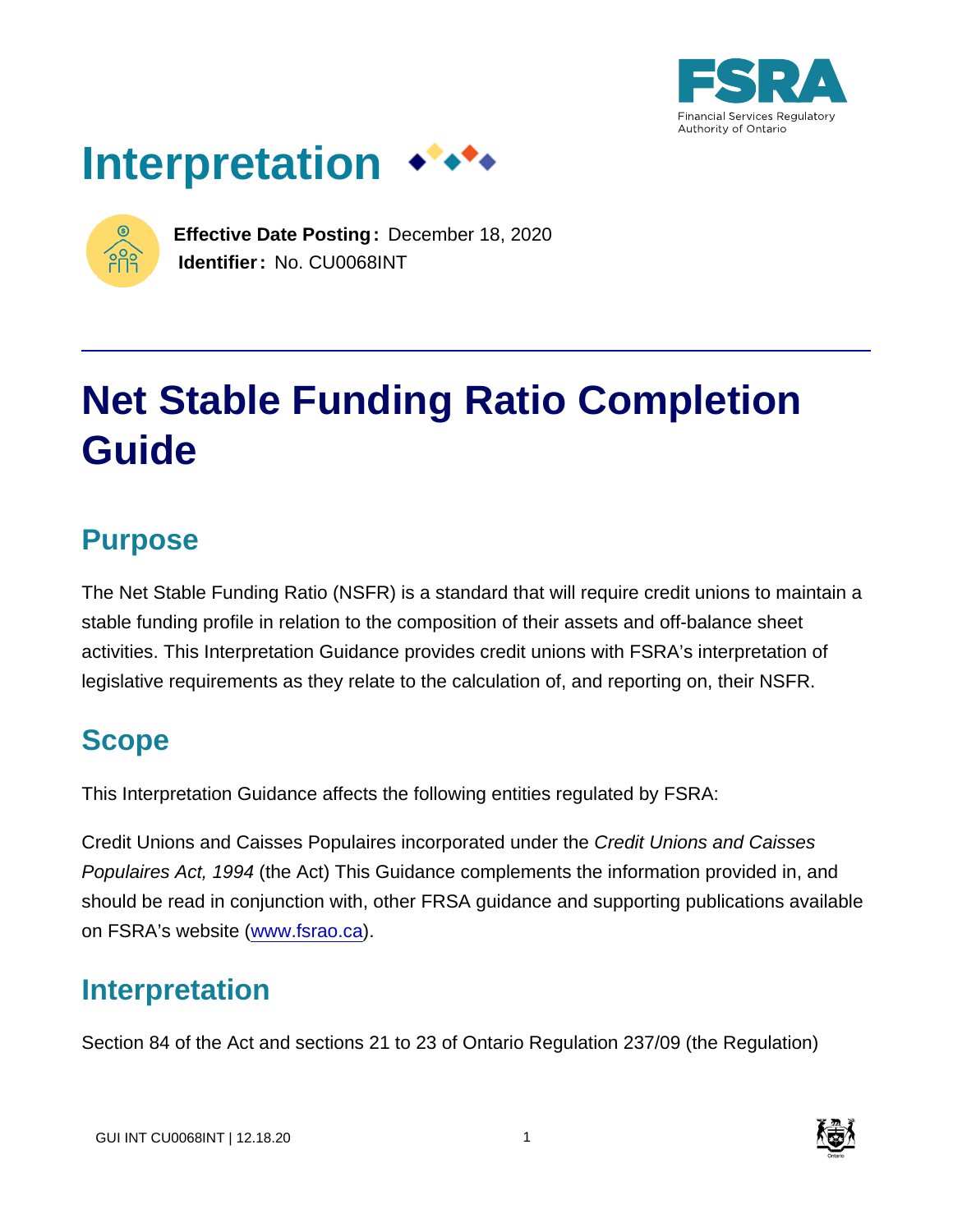# Interpretation

**Effective Date Posting:** December 18, 2020
**Identifier:** No. CU0068INT

# Net Stable Funding Ratio Completion Guide

## Purpose

The Net Stable Funding Ratio (NSFR) is a standard that will require credit unions to maintain a stable funding profile in relation to the composition of their assets and off-balance sheet activities. This Interpretation Guidance provides credit unions with FSRA's interpretation of legislative requirements as they relate to the calculation of, and reporting on, their NSFR.

## Scope

This Interpretation Guidance affects the following entities regulated by FSRA:

Credit Unions and Caisses Populaires incorporated under the *Credit Unions and Caisses Populaires Act, 1994* (the Act) This Guidance complements the information provided in, and should be read in conjunction with, other FRSA guidance and supporting publications available on FSRA's website (www.fsrao.ca).

## Interpretation

Section 84 of the Act and sections 21 to 23 of Ontario Regulation 237/09 (the Regulation)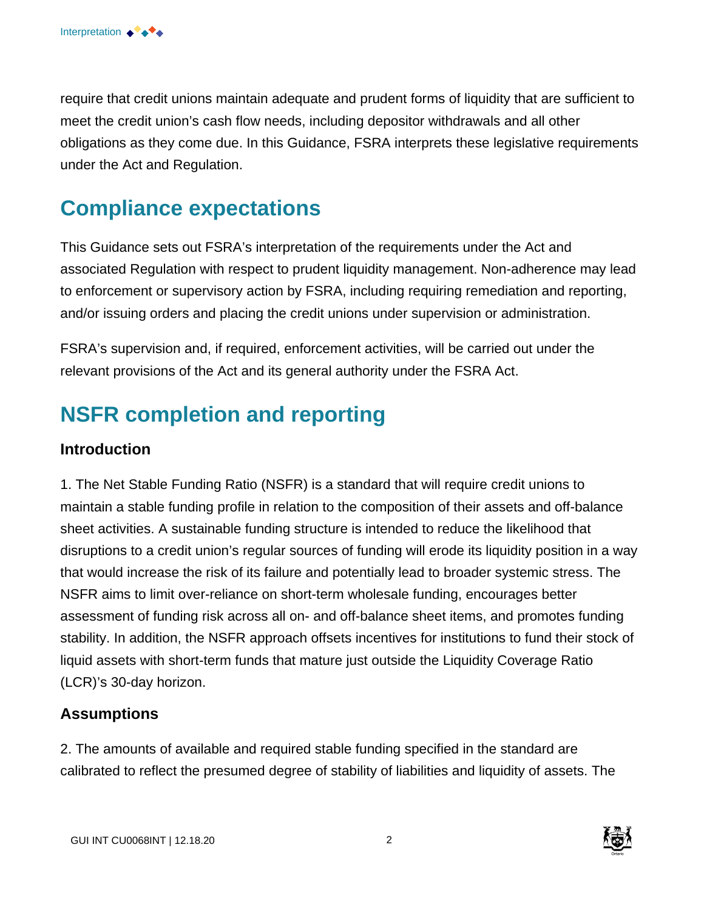require that credit unions maintain adequate and prudent forms of liquidity that are sufficient to meet the credit union's cash flow needs, including depositor withdrawals and all other obligations as they come due. In this Guidance, FSRA interprets these legislative requirements under the Act and Regulation.

## Compliance expectations

This Guidance sets out FSRA's interpretation of the requirements under the Act and associated Regulation with respect to prudent liquidity management. Non-adherence may lead to enforcement or supervisory action by FSRA, including requiring remediation and reporting, and/or issuing orders and placing the credit unions under supervision or administration.

FSRA's supervision and, if required, enforcement activities, will be carried out under the relevant provisions of the Act and its general authority under the FSRA Act.

## NSFR completion and reporting

### Introduction

1. The Net Stable Funding Ratio (NSFR) is a standard that will require credit unions to maintain a stable funding profile in relation to the composition of their assets and off-balance sheet activities. A sustainable funding structure is intended to reduce the likelihood that disruptions to a credit union's regular sources of funding will erode its liquidity position in a way that would increase the risk of its failure and potentially lead to broader systemic stress. The NSFR aims to limit over-reliance on short-term wholesale funding, encourages better assessment of funding risk across all on- and off-balance sheet items, and promotes funding stability. In addition, the NSFR approach offsets incentives for institutions to fund their stock of liquid assets with short-term funds that mature just outside the Liquidity Coverage Ratio (LCR)'s 30-day horizon.

### Assumptions

2. The amounts of available and required stable funding specified in the standard are calibrated to reflect the presumed degree of stability of liabilities and liquidity of assets. The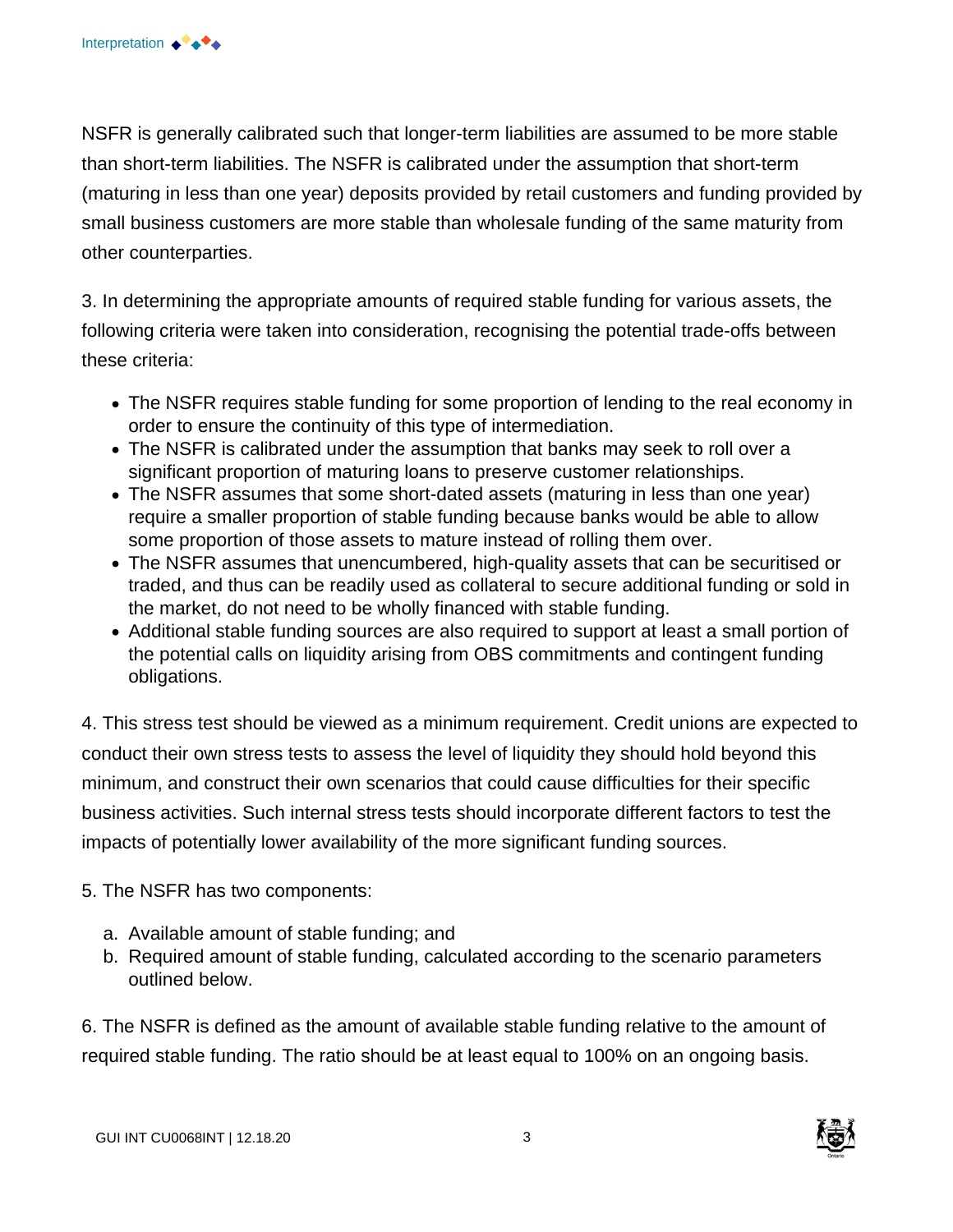NSFR is generally calibrated such that longer-term liabilities are assumed to be more stable than short-term liabilities. The NSFR is calibrated under the assumption that short-term (maturing in less than one year) deposits provided by retail customers and funding provided by small business customers are more stable than wholesale funding of the same maturity from other counterparties.

3. In determining the appropriate amounts of required stable funding for various assets, the following criteria were taken into consideration, recognising the potential trade-offs between these criteria:

- The NSFR requires stable funding for some proportion of lending to the real economy in order to ensure the continuity of this type of intermediation.
- The NSFR is calibrated under the assumption that banks may seek to roll over a significant proportion of maturing loans to preserve customer relationships.
- The NSFR assumes that some short-dated assets (maturing in less than one year) require a smaller proportion of stable funding because banks would be able to allow some proportion of those assets to mature instead of rolling them over.
- The NSFR assumes that unencumbered, high-quality assets that can be securitised or traded, and thus can be readily used as collateral to secure additional funding or sold in the market, do not need to be wholly financed with stable funding.
- Additional stable funding sources are also required to support at least a small portion of the potential calls on liquidity arising from OBS commitments and contingent funding obligations.

4. This stress test should be viewed as a minimum requirement. Credit unions are expected to conduct their own stress tests to assess the level of liquidity they should hold beyond this minimum, and construct their own scenarios that could cause difficulties for their specific business activities. Such internal stress tests should incorporate different factors to test the impacts of potentially lower availability of the more significant funding sources.

5. The NSFR has two components:

a. Available amount of stable funding; and
b. Required amount of stable funding, calculated according to the scenario parameters outlined below.

6. The NSFR is defined as the amount of available stable funding relative to the amount of required stable funding. The ratio should be at least equal to 100% on an ongoing basis.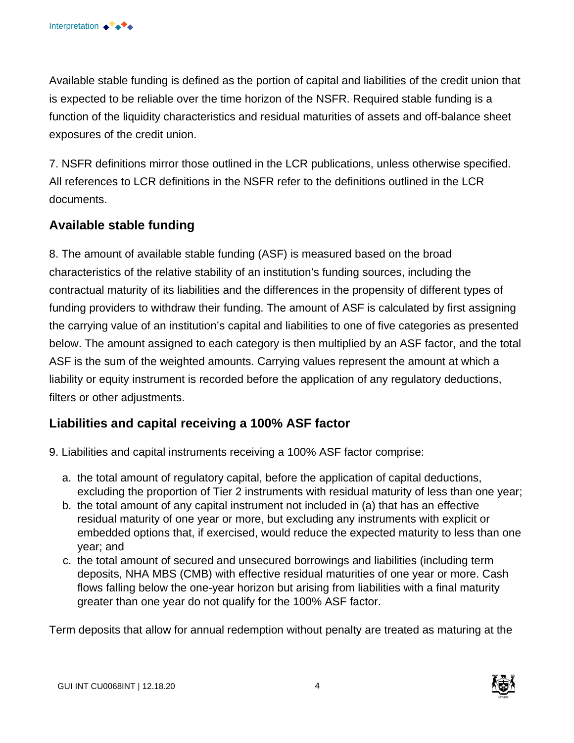Available stable funding is defined as the portion of capital and liabilities of the credit union that is expected to be reliable over the time horizon of the NSFR. Required stable funding is a function of the liquidity characteristics and residual maturities of assets and off-balance sheet exposures of the credit union.

7. NSFR definitions mirror those outlined in the LCR publications, unless otherwise specified. All references to LCR definitions in the NSFR refer to the definitions outlined in the LCR documents.

## Available stable funding

8. The amount of available stable funding (ASF) is measured based on the broad characteristics of the relative stability of an institution's funding sources, including the contractual maturity of its liabilities and the differences in the propensity of different types of funding providers to withdraw their funding. The amount of ASF is calculated by first assigning the carrying value of an institution's capital and liabilities to one of five categories as presented below. The amount assigned to each category is then multiplied by an ASF factor, and the total ASF is the sum of the weighted amounts. Carrying values represent the amount at which a liability or equity instrument is recorded before the application of any regulatory deductions, filters or other adjustments.

## Liabilities and capital receiving a 100% ASF factor

9. Liabilities and capital instruments receiving a 100% ASF factor comprise:

a. the total amount of regulatory capital, before the application of capital deductions, excluding the proportion of Tier 2 instruments with residual maturity of less than one year;
b. the total amount of any capital instrument not included in (a) that has an effective residual maturity of one year or more, but excluding any instruments with explicit or embedded options that, if exercised, would reduce the expected maturity to less than one year; and
c. the total amount of secured and unsecured borrowings and liabilities (including term deposits, NHA MBS (CMB) with effective residual maturities of one year or more. Cash flows falling below the one-year horizon but arising from liabilities with a final maturity greater than one year do not qualify for the 100% ASF factor.

Term deposits that allow for annual redemption without penalty are treated as maturing at the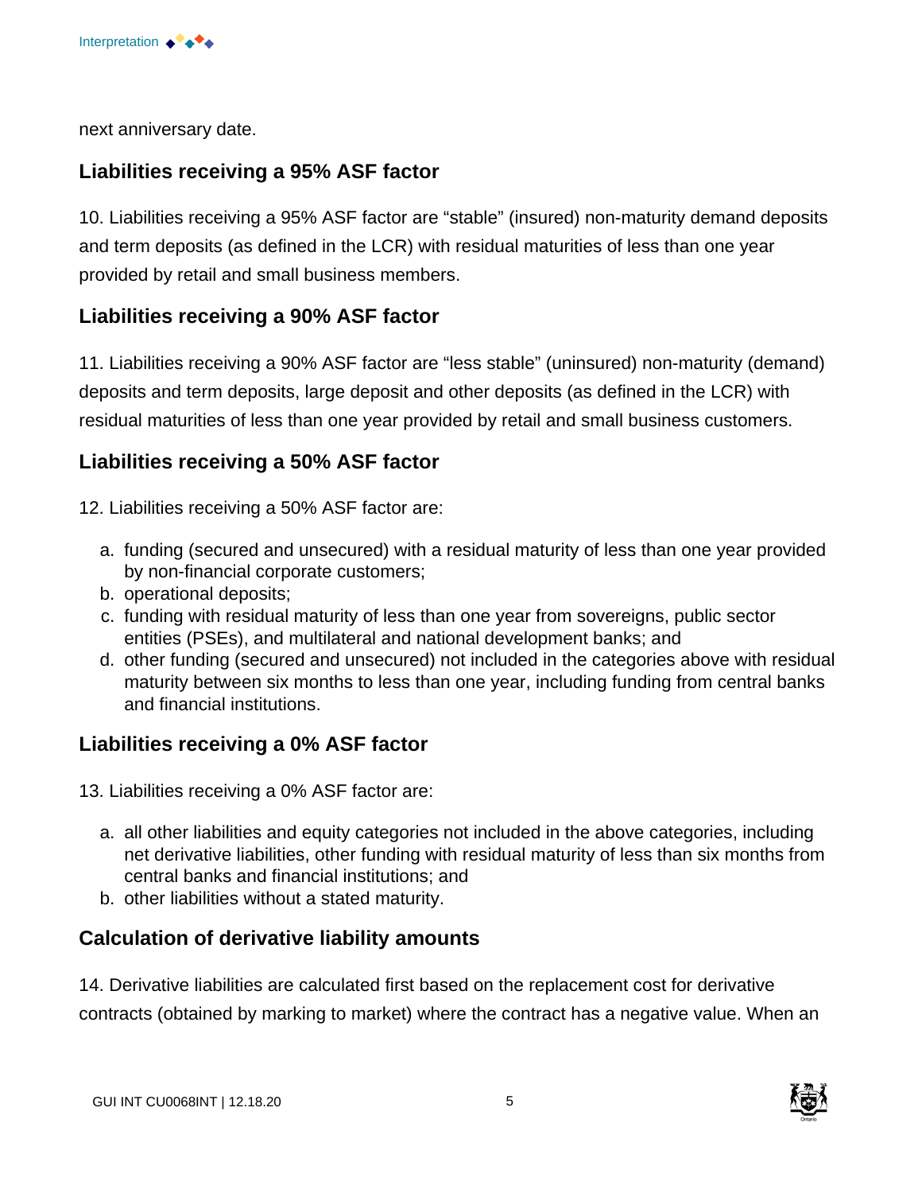next anniversary date.

## Liabilities receiving a 95% ASF factor

10. Liabilities receiving a 95% ASF factor are “stable” (insured) non-maturity demand deposits and term deposits (as defined in the LCR) with residual maturities of less than one year provided by retail and small business members.

## Liabilities receiving a 90% ASF factor

11. Liabilities receiving a 90% ASF factor are “less stable” (uninsured) non-maturity (demand) deposits and term deposits, large deposit and other deposits (as defined in the LCR) with residual maturities of less than one year provided by retail and small business customers.

## Liabilities receiving a 50% ASF factor

12. Liabilities receiving a 50% ASF factor are:

a. funding (secured and unsecured) with a residual maturity of less than one year provided by non-financial corporate customers;
b. operational deposits;
c. funding with residual maturity of less than one year from sovereigns, public sector entities (PSEs), and multilateral and national development banks; and
d. other funding (secured and unsecured) not included in the categories above with residual maturity between six months to less than one year, including funding from central banks and financial institutions.

## Liabilities receiving a 0% ASF factor

13. Liabilities receiving a 0% ASF factor are:

a. all other liabilities and equity categories not included in the above categories, including net derivative liabilities, other funding with residual maturity of less than six months from central banks and financial institutions; and
b. other liabilities without a stated maturity.

## Calculation of derivative liability amounts

14. Derivative liabilities are calculated first based on the replacement cost for derivative contracts (obtained by marking to market) where the contract has a negative value. When an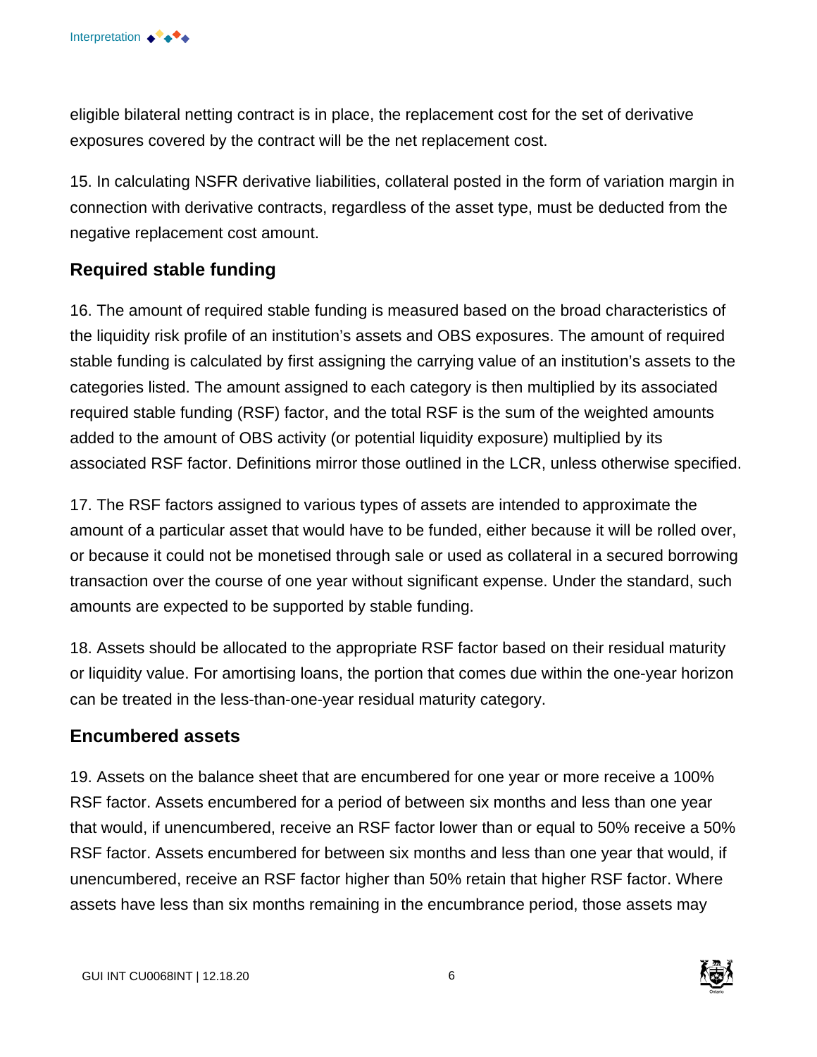eligible bilateral netting contract is in place, the replacement cost for the set of derivative exposures covered by the contract will be the net replacement cost.

15. In calculating NSFR derivative liabilities, collateral posted in the form of variation margin in connection with derivative contracts, regardless of the asset type, must be deducted from the negative replacement cost amount.

## Required stable funding

16. The amount of required stable funding is measured based on the broad characteristics of the liquidity risk profile of an institution's assets and OBS exposures. The amount of required stable funding is calculated by first assigning the carrying value of an institution's assets to the categories listed. The amount assigned to each category is then multiplied by its associated required stable funding (RSF) factor, and the total RSF is the sum of the weighted amounts added to the amount of OBS activity (or potential liquidity exposure) multiplied by its associated RSF factor. Definitions mirror those outlined in the LCR, unless otherwise specified.

17. The RSF factors assigned to various types of assets are intended to approximate the amount of a particular asset that would have to be funded, either because it will be rolled over, or because it could not be monetised through sale or used as collateral in a secured borrowing transaction over the course of one year without significant expense. Under the standard, such amounts are expected to be supported by stable funding.

18. Assets should be allocated to the appropriate RSF factor based on their residual maturity or liquidity value. For amortising loans, the portion that comes due within the one-year horizon can be treated in the less-than-one-year residual maturity category.

## Encumbered assets

19. Assets on the balance sheet that are encumbered for one year or more receive a 100% RSF factor. Assets encumbered for a period of between six months and less than one year that would, if unencumbered, receive an RSF factor lower than or equal to 50% receive a 50% RSF factor. Assets encumbered for between six months and less than one year that would, if unencumbered, receive an RSF factor higher than 50% retain that higher RSF factor. Where assets have less than six months remaining in the encumbrance period, those assets may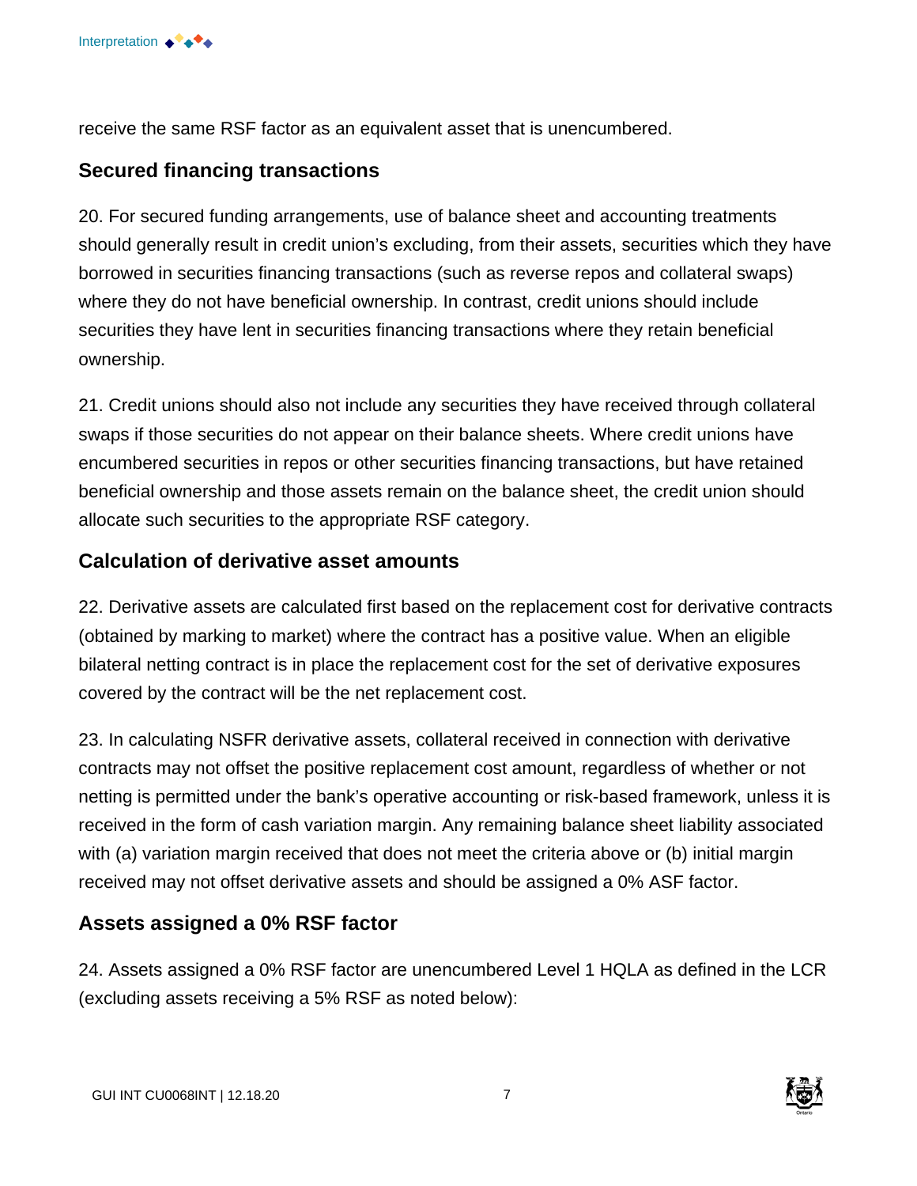receive the same RSF factor as an equivalent asset that is unencumbered.

## Secured financing transactions

20. For secured funding arrangements, use of balance sheet and accounting treatments should generally result in credit union's excluding, from their assets, securities which they have borrowed in securities financing transactions (such as reverse repos and collateral swaps) where they do not have beneficial ownership. In contrast, credit unions should include securities they have lent in securities financing transactions where they retain beneficial ownership.

21. Credit unions should also not include any securities they have received through collateral swaps if those securities do not appear on their balance sheets. Where credit unions have encumbered securities in repos or other securities financing transactions, but have retained beneficial ownership and those assets remain on the balance sheet, the credit union should allocate such securities to the appropriate RSF category.

## Calculation of derivative asset amounts

22. Derivative assets are calculated first based on the replacement cost for derivative contracts (obtained by marking to market) where the contract has a positive value. When an eligible bilateral netting contract is in place the replacement cost for the set of derivative exposures covered by the contract will be the net replacement cost.

23. In calculating NSFR derivative assets, collateral received in connection with derivative contracts may not offset the positive replacement cost amount, regardless of whether or not netting is permitted under the bank's operative accounting or risk-based framework, unless it is received in the form of cash variation margin. Any remaining balance sheet liability associated with (a) variation margin received that does not meet the criteria above or (b) initial margin received may not offset derivative assets and should be assigned a 0% ASF factor.

## Assets assigned a 0% RSF factor

24. Assets assigned a 0% RSF factor are unencumbered Level 1 HQLA as defined in the LCR (excluding assets receiving a 5% RSF as noted below):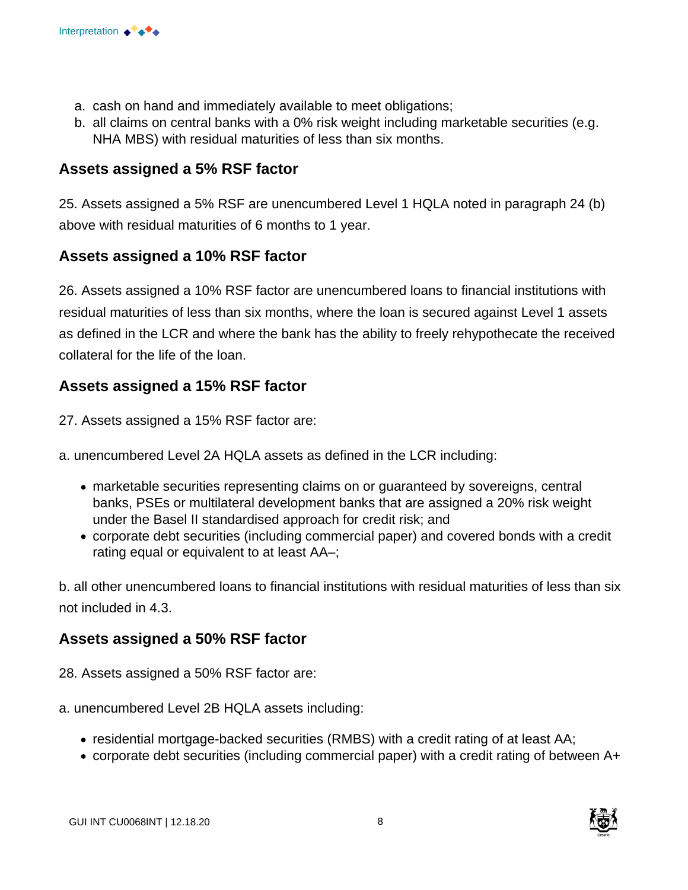a. cash on hand and immediately available to meet obligations;
b. all claims on central banks with a 0% risk weight including marketable securities (e.g. NHA MBS) with residual maturities of less than six months.

### Assets assigned a 5% RSF factor

25. Assets assigned a 5% RSF are unencumbered Level 1 HQLA noted in paragraph 24 (b) above with residual maturities of 6 months to 1 year.

### Assets assigned a 10% RSF factor

26. Assets assigned a 10% RSF factor are unencumbered loans to financial institutions with residual maturities of less than six months, where the loan is secured against Level 1 assets as defined in the LCR and where the bank has the ability to freely rehypothecate the received collateral for the life of the loan.

### Assets assigned a 15% RSF factor

27. Assets assigned a 15% RSF factor are:

a. unencumbered Level 2A HQLA assets as defined in the LCR including:

- marketable securities representing claims on or guaranteed by sovereigns, central banks, PSEs or multilateral development banks that are assigned a 20% risk weight under the Basel II standardised approach for credit risk; and
- corporate debt securities (including commercial paper) and covered bonds with a credit rating equal or equivalent to at least AA–;

b. all other unencumbered loans to financial institutions with residual maturities of less than six not included in 4.3.

### Assets assigned a 50% RSF factor

28. Assets assigned a 50% RSF factor are:

a. unencumbered Level 2B HQLA assets including:

- residential mortgage-backed securities (RMBS) with a credit rating of at least AA;
- corporate debt securities (including commercial paper) with a credit rating of between A+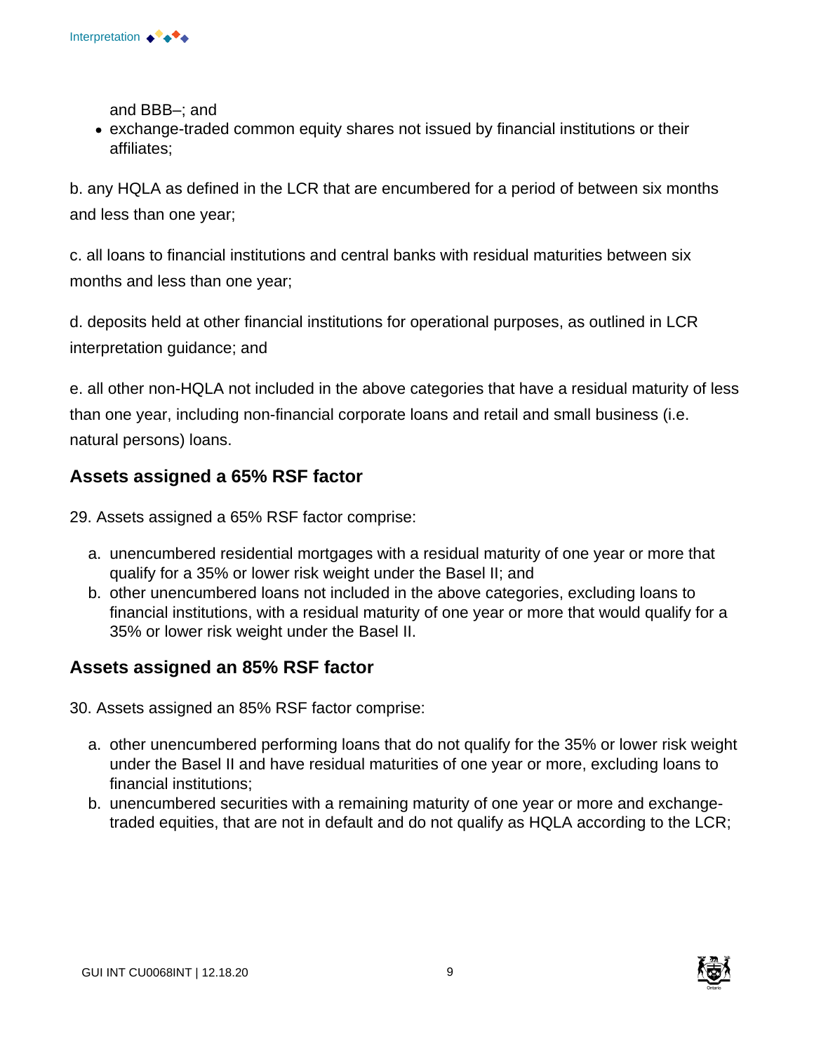and BBB–; and
- exchange-traded common equity shares not issued by financial institutions or their affiliates;

b. any HQLA as defined in the LCR that are encumbered for a period of between six months and less than one year;

c. all loans to financial institutions and central banks with residual maturities between six months and less than one year;

d. deposits held at other financial institutions for operational purposes, as outlined in LCR interpretation guidance; and

e. all other non-HQLA not included in the above categories that have a residual maturity of less than one year, including non-financial corporate loans and retail and small business (i.e. natural persons) loans.

## Assets assigned a 65% RSF factor

29. Assets assigned a 65% RSF factor comprise:

a. unencumbered residential mortgages with a residual maturity of one year or more that qualify for a 35% or lower risk weight under the Basel II; and
b. other unencumbered loans not included in the above categories, excluding loans to financial institutions, with a residual maturity of one year or more that would qualify for a 35% or lower risk weight under the Basel II.

## Assets assigned an 85% RSF factor

30. Assets assigned an 85% RSF factor comprise:

a. other unencumbered performing loans that do not qualify for the 35% or lower risk weight under the Basel II and have residual maturities of one year or more, excluding loans to financial institutions;
b. unencumbered securities with a remaining maturity of one year or more and exchange-traded equities, that are not in default and do not qualify as HQLA according to the LCR;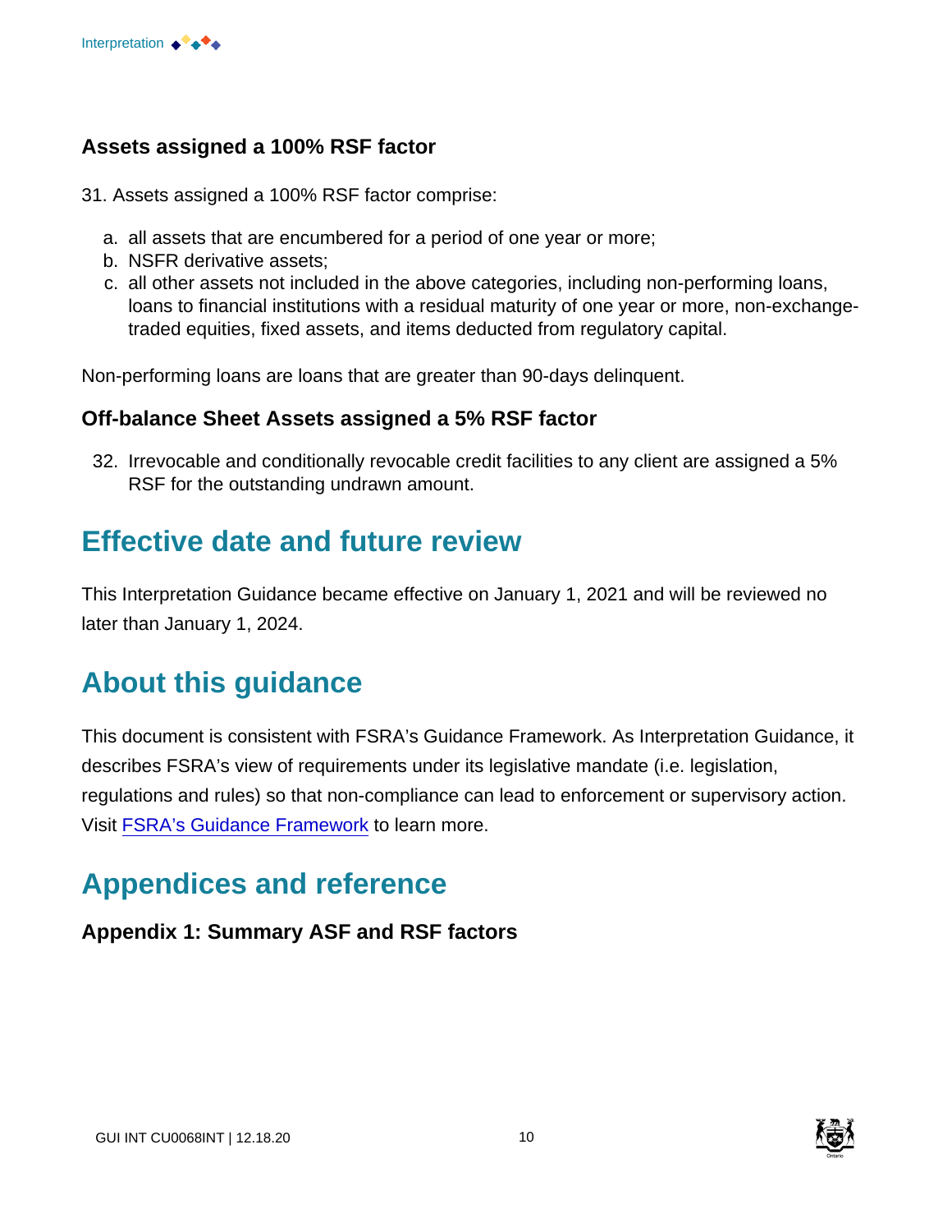### Assets assigned a 100% RSF factor

31. Assets assigned a 100% RSF factor comprise:

   a. all assets that are encumbered for a period of one year or more;
   b. NSFR derivative assets;
   c. all other assets not included in the above categories, including non-performing loans, loans to financial institutions with a residual maturity of one year or more, non-exchange-traded equities, fixed assets, and items deducted from regulatory capital.

Non-performing loans are loans that are greater than 90-days delinquent.

### Off-balance Sheet Assets assigned a 5% RSF factor

32. Irrevocable and conditionally revocable credit facilities to any client are assigned a 5% RSF for the outstanding undrawn amount.

## Effective date and future review

This Interpretation Guidance became effective on January 1, 2021 and will be reviewed no later than January 1, 2024.

## About this guidance

This document is consistent with FSRA's Guidance Framework. As Interpretation Guidance, it describes FSRA's view of requirements under its legislative mandate (i.e. legislation, regulations and rules) so that non-compliance can lead to enforcement or supervisory action. Visit FSRA's Guidance Framework to learn more.

## Appendices and reference

### Appendix 1: Summary ASF and RSF factors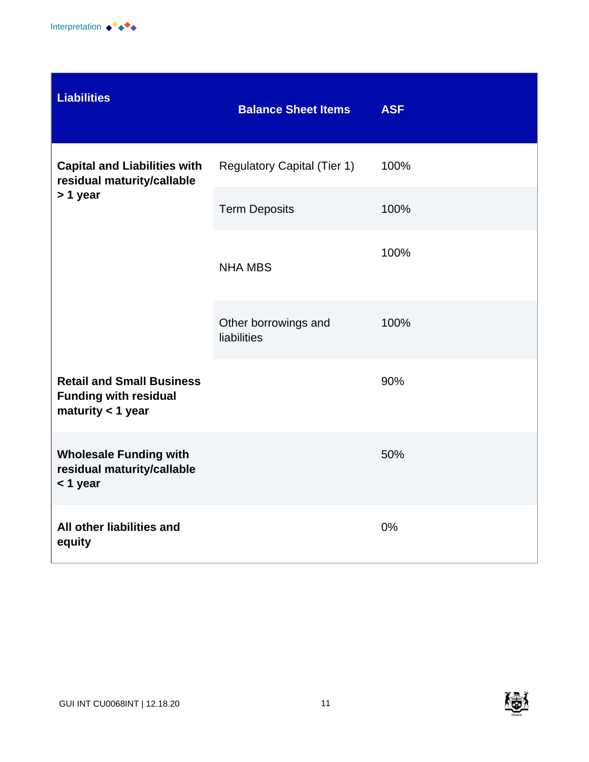| Liabilities | Balance Sheet Items | ASF |
|---|---|---|
| **Capital and Liabilities with residual maturity/callable > 1 year** | Regulatory Capital (Tier 1) | 100% |
| | Term Deposits | 100% |
| | NHA MBS | 100% |
| | Other borrowings and liabilities | 100% |
| **Retail and Small Business Funding with residual maturity < 1 year** | | 90% |
| **Wholesale Funding with residual maturity/callable < 1 year** | | 50% |
| **All other liabilities and equity** | | 0% |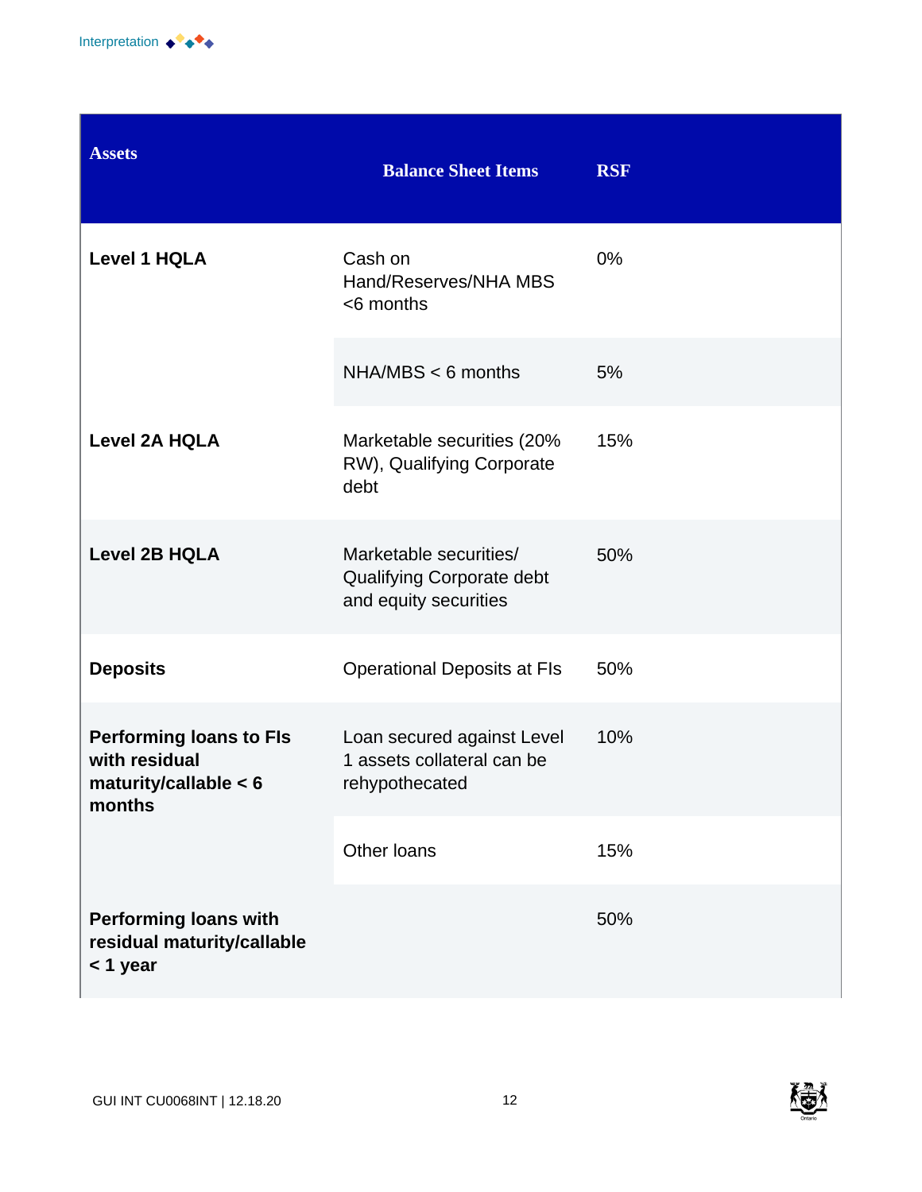| Assets | Balance Sheet Items | RSF |
| --- | --- | --- |
| **Level 1 HQLA** | Cash on Hand/Reserves/NHA MBS <6 months | 0% |
| | NHA/MBS < 6 months | 5% |
| **Level 2A HQLA** | Marketable securities (20% RW), Qualifying Corporate debt | 15% |
| **Level 2B HQLA** | Marketable securities/ Qualifying Corporate debt and equity securities | 50% |
| **Deposits** | Operational Deposits at FIs | 50% |
| **Performing loans to FIs with residual maturity/callable < 6 months** | Loan secured against Level 1 assets collateral can be rehypothecated | 10% |
| | Other loans | 15% |
| **Performing loans with residual maturity/callable < 1 year** | | 50% |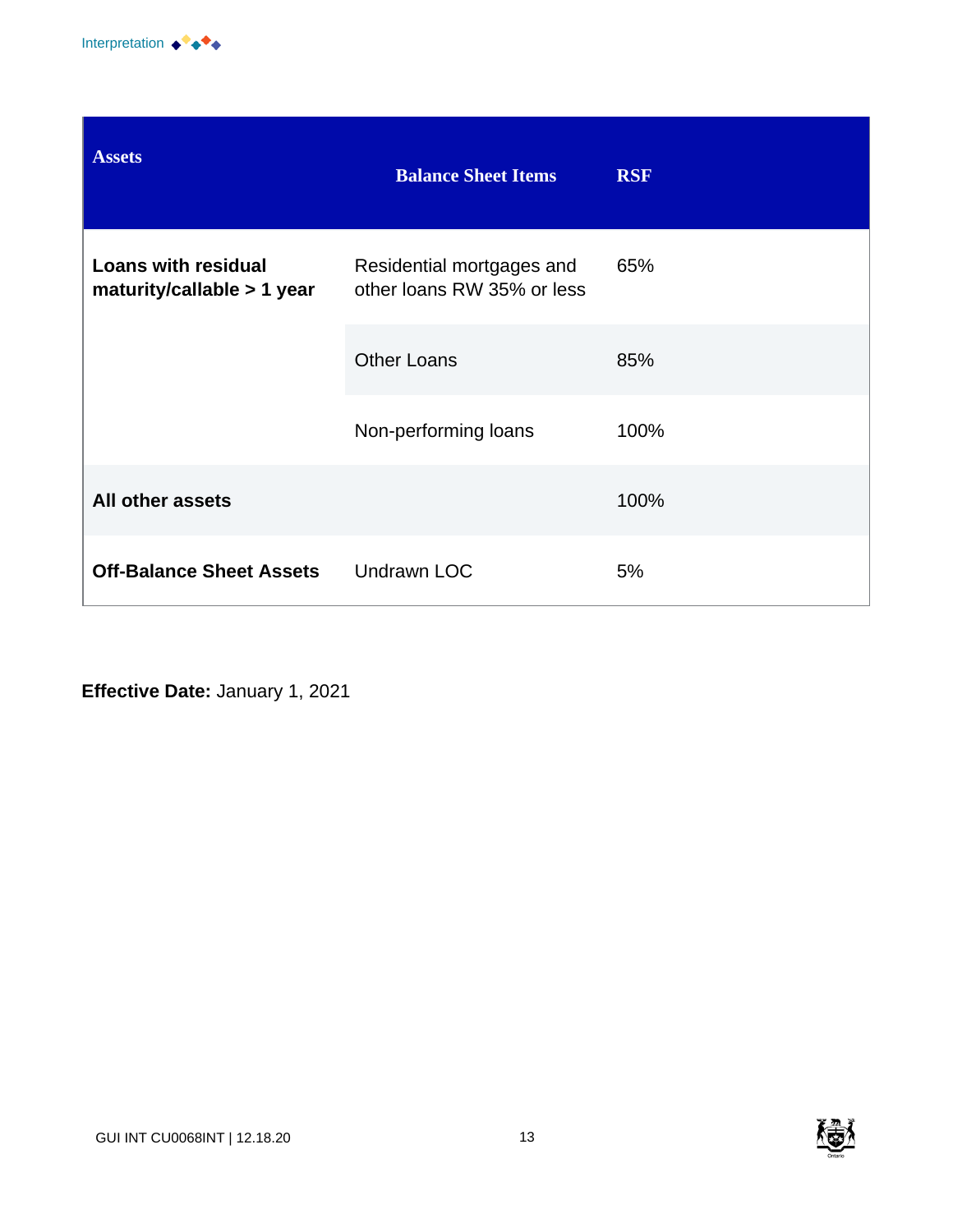| Assets | Balance Sheet Items | RSF |
|---|---|---|
| **Loans with residual maturity/callable > 1 year** | Residential mortgages and other loans RW 35% or less | 65% |
| | Other Loans | 85% |
| | Non-performing loans | 100% |
| **All other assets** | | 100% |
| **Off-Balance Sheet Assets** | Undrawn LOC | 5% |

**Effective Date:** January 1, 2021